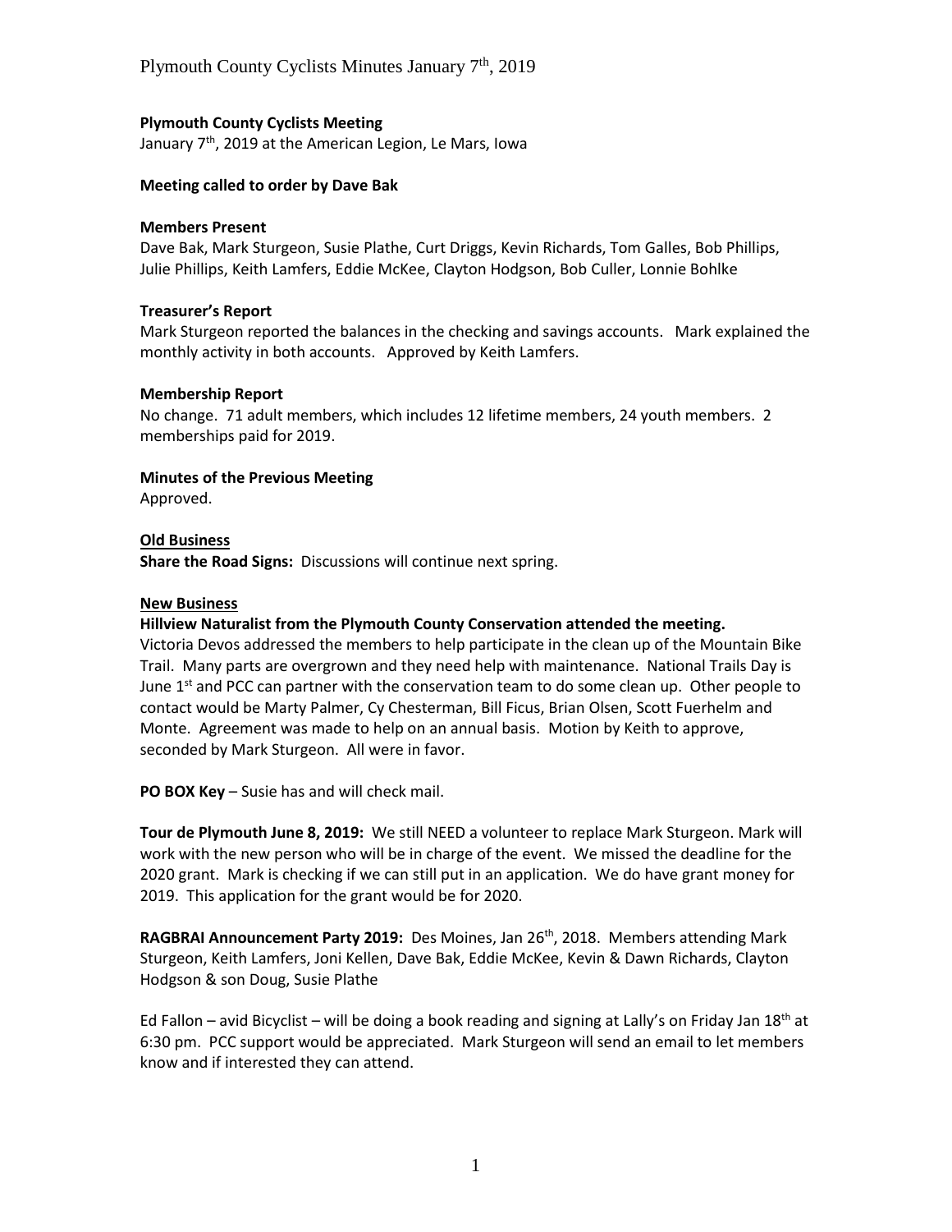**Plymouth County Cyclists Meeting**
January 7th, 2019 at the American Legion, Le Mars, Iowa

**Meeting called to order by Dave Bak**

**Members Present**
Dave Bak, Mark Sturgeon, Susie Plathe, Curt Driggs, Kevin Richards, Tom Galles, Bob Phillips, Julie Phillips, Keith Lamfers, Eddie McKee, Clayton Hodgson, Bob Culler, Lonnie Bohlke

**Treasurer's Report**
Mark Sturgeon reported the balances in the checking and savings accounts. Mark explained the monthly activity in both accounts. Approved by Keith Lamfers.

**Membership Report**
No change. 71 adult members, which includes 12 lifetime members, 24 youth members. 2 memberships paid for 2019.

**Minutes of the Previous Meeting**
Approved.

**Old Business**
**Share the Road Signs:** Discussions will continue next spring.

**New Business**
**Hillview Naturalist from the Plymouth County Conservation attended the meeting.**
Victoria Devos addressed the members to help participate in the clean up of the Mountain Bike Trail. Many parts are overgrown and they need help with maintenance. National Trails Day is June 1st and PCC can partner with the conservation team to do some clean up. Other people to contact would be Marty Palmer, Cy Chesterman, Bill Ficus, Brian Olsen, Scott Fuerhelm and Monte. Agreement was made to help on an annual basis. Motion by Keith to approve, seconded by Mark Sturgeon. All were in favor.

**PO BOX Key** – Susie has and will check mail.

**Tour de Plymouth June 8, 2019:** We still NEED a volunteer to replace Mark Sturgeon. Mark will work with the new person who will be in charge of the event. We missed the deadline for the 2020 grant. Mark is checking if we can still put in an application. We do have grant money for 2019. This application for the grant would be for 2020.

**RAGBRAI Announcement Party 2019:** Des Moines, Jan 26th, 2018. Members attending Mark Sturgeon, Keith Lamfers, Joni Kellen, Dave Bak, Eddie McKee, Kevin & Dawn Richards, Clayton Hodgson & son Doug, Susie Plathe

Ed Fallon – avid Bicyclist – will be doing a book reading and signing at Lally's on Friday Jan 18th at 6:30 pm. PCC support would be appreciated. Mark Sturgeon will send an email to let members know and if interested they can attend.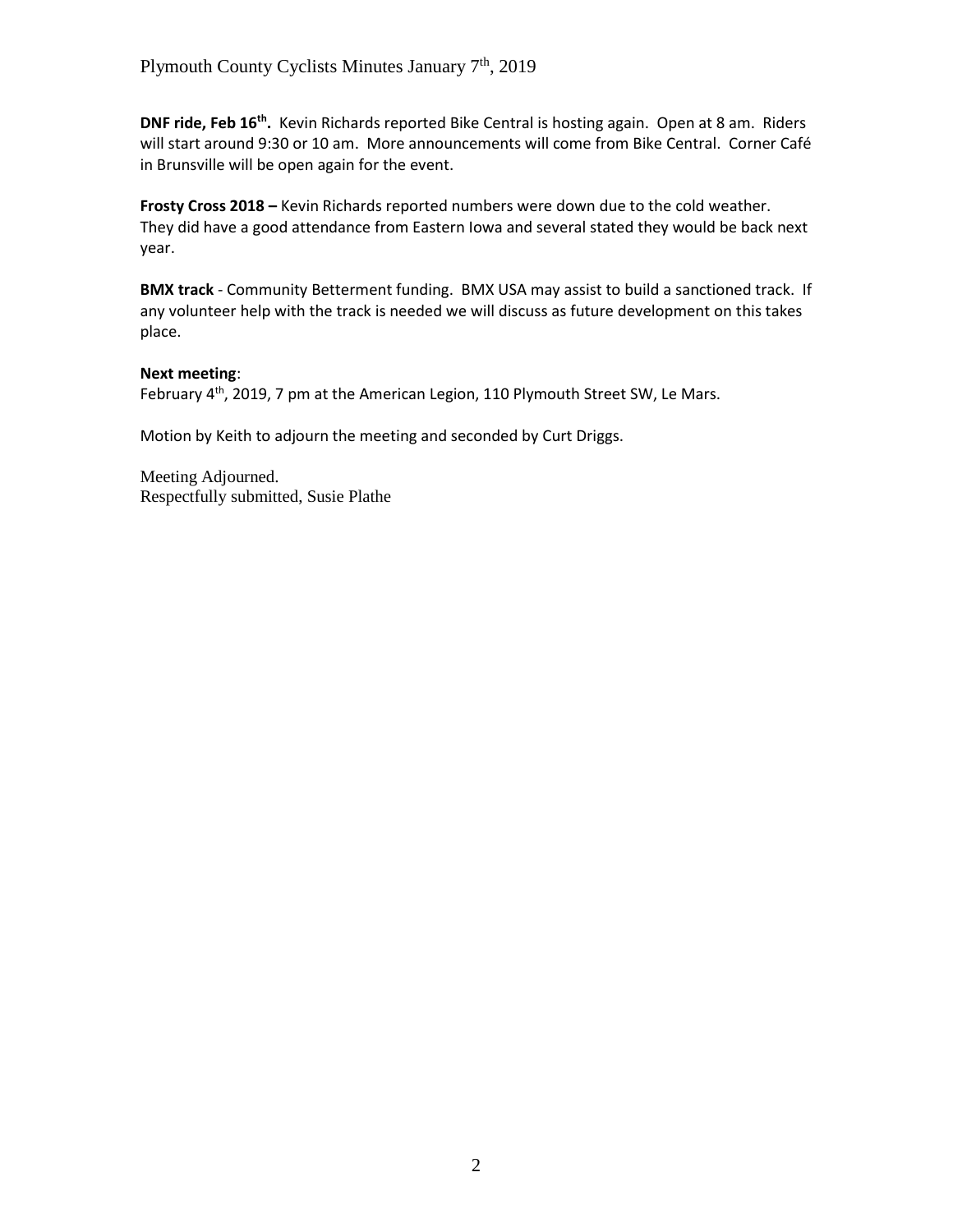**DNF ride, Feb 16th.** Kevin Richards reported Bike Central is hosting again. Open at 8 am. Riders will start around 9:30 or 10 am. More announcements will come from Bike Central. Corner Café in Brunsville will be open again for the event.

**Frosty Cross 2018 –** Kevin Richards reported numbers were down due to the cold weather. They did have a good attendance from Eastern Iowa and several stated they would be back next year.

**BMX track** - Community Betterment funding. BMX USA may assist to build a sanctioned track. If any volunteer help with the track is needed we will discuss as future development on this takes place.

**Next meeting**:
February 4th, 2019, 7 pm at the American Legion, 110 Plymouth Street SW, Le Mars.

Motion by Keith to adjourn the meeting and seconded by Curt Driggs.

Meeting Adjourned.
Respectfully submitted, Susie Plathe